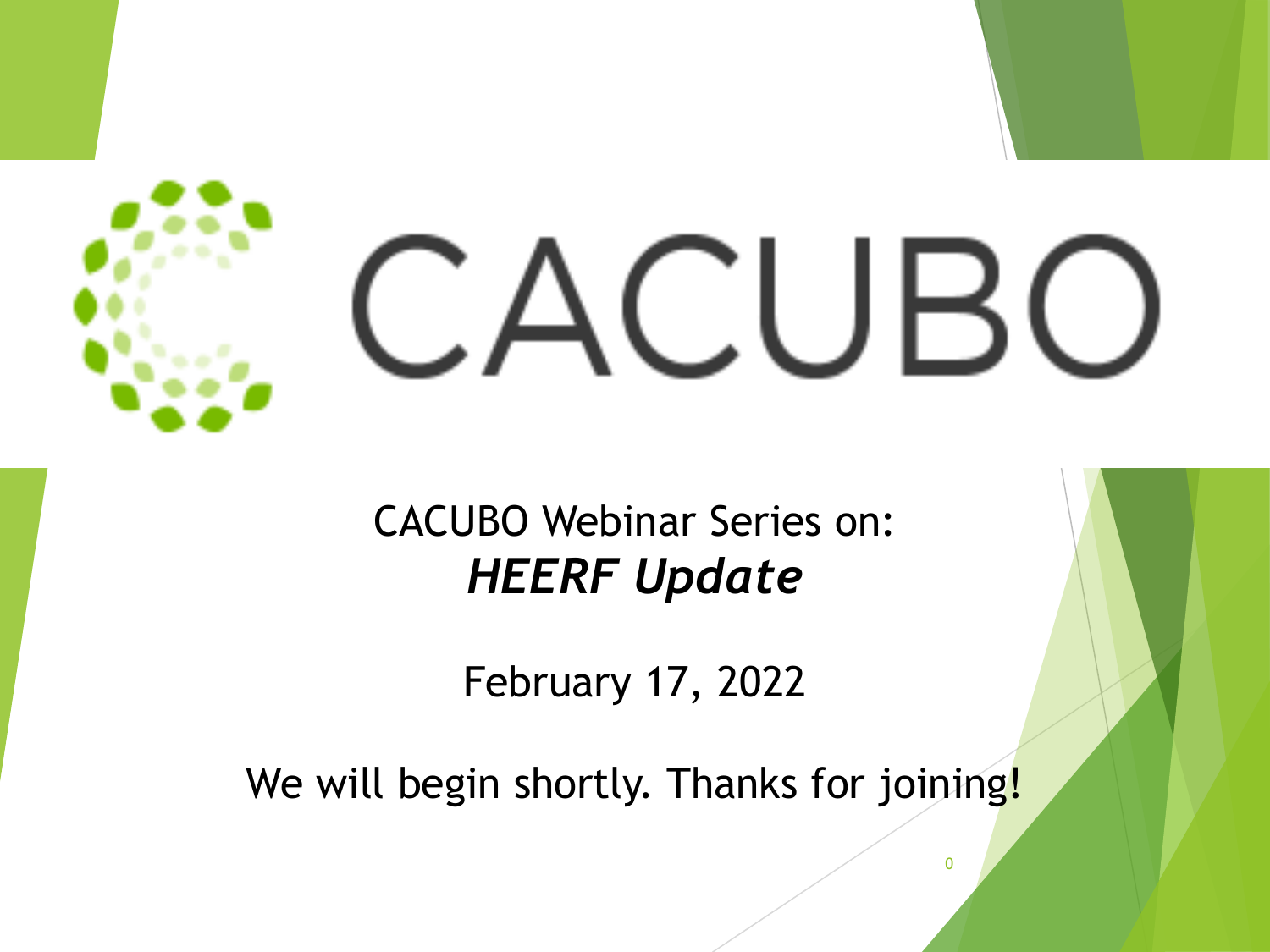# CACUBO

CACUBO Webinar Series on:

***HEERF Update***

February 17, 2022

We will begin shortly. Thanks for joining!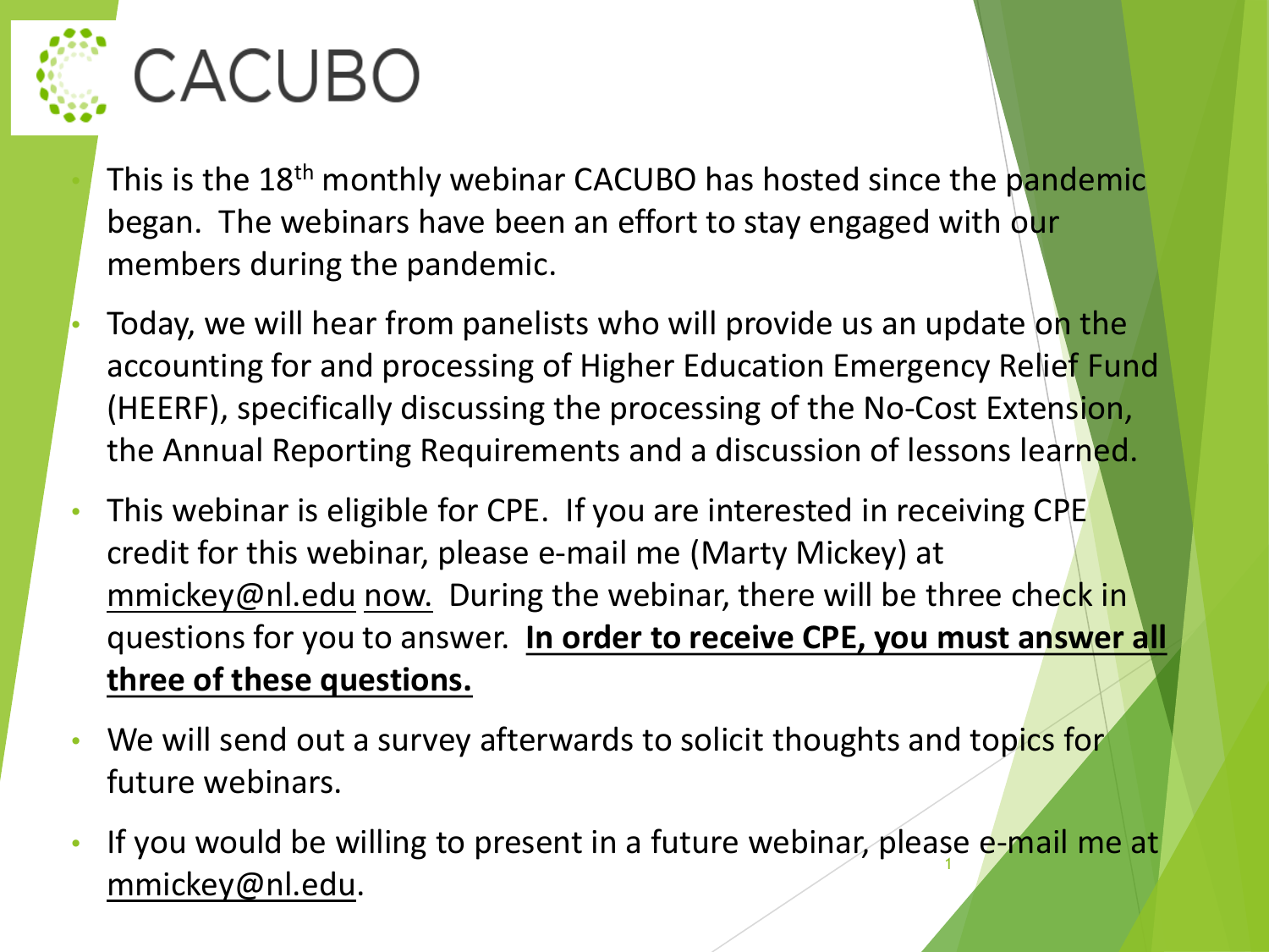# CACUBO

- This is the 18th monthly webinar CACUBO has hosted since the pandemic began. The webinars have been an effort to stay engaged with our members during the pandemic.
- Today, we will hear from panelists who will provide us an update on the accounting for and processing of Higher Education Emergency Relief Fund (HEERF), specifically discussing the processing of the No-Cost Extension, the Annual Reporting Requirements and a discussion of lessons learned.
- This webinar is eligible for CPE. If you are interested in receiving CPE credit for this webinar, please e-mail me (Marty Mickey) at mmickey@nl.edu now. During the webinar, there will be three check in questions for you to answer. **In order to receive CPE, you must answer all three of these questions.**
- We will send out a survey afterwards to solicit thoughts and topics for future webinars.
- If you would be willing to present in a future webinar, please e-mail me at mmickey@nl.edu.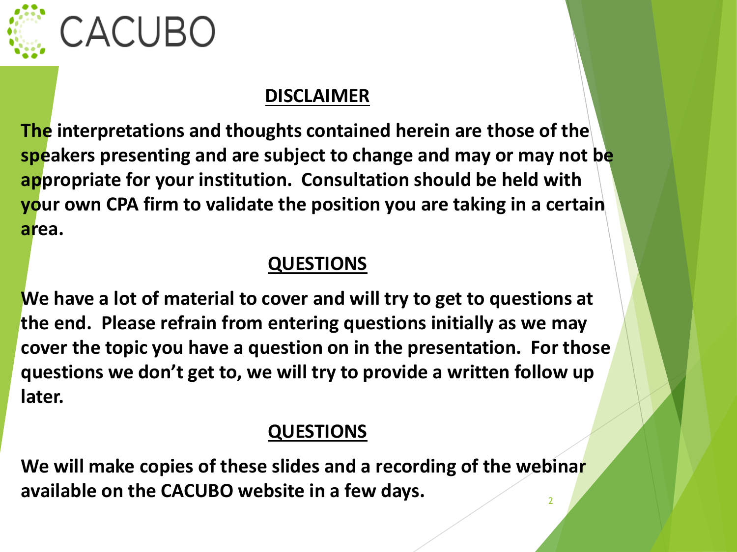CACUBO

## DISCLAIMER

**The interpretations and thoughts contained herein are those of the speakers presenting and are subject to change and may or may not be appropriate for your institution. Consultation should be held with your own CPA firm to validate the position you are taking in a certain area.**

## QUESTIONS

**We have a lot of material to cover and will try to get to questions at the end. Please refrain from entering questions initially as we may cover the topic you have a question on in the presentation. For those questions we don't get to, we will try to provide a written follow up later.**

## QUESTIONS

**We will make copies of these slides and a recording of the webinar available on the CACUBO website in a few days.**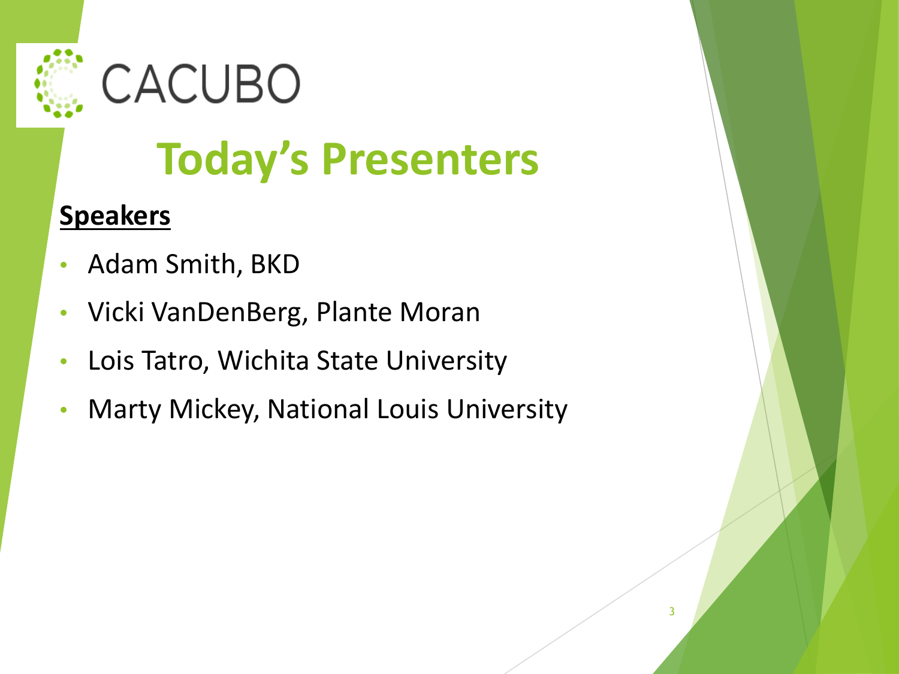CACUBO

# Today's Presenters

**Speakers**

- Adam Smith, BKD
- Vicki VanDenBerg, Plante Moran
- Lois Tatro, Wichita State University
- Marty Mickey, National Louis University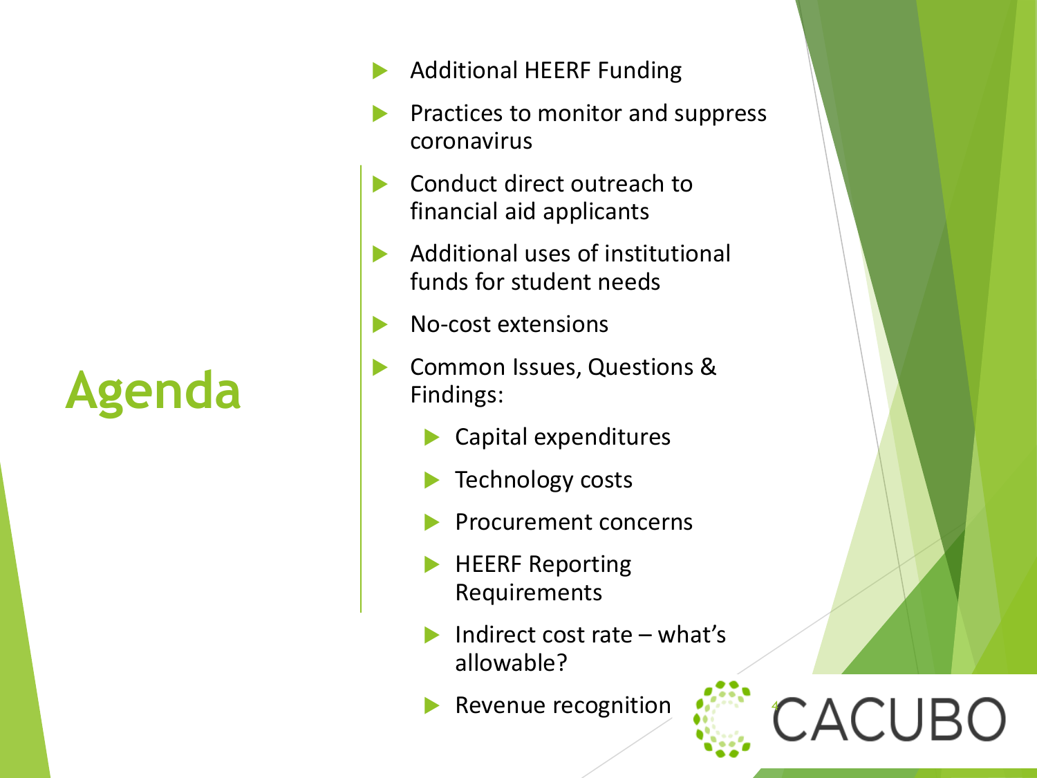# Agenda

- Additional HEERF Funding
- Practices to monitor and suppress coronavirus
- Conduct direct outreach to financial aid applicants
- Additional uses of institutional funds for student needs
- No-cost extensions
- Common Issues, Questions & Findings:
  - Capital expenditures
  - Technology costs
  - Procurement concerns
  - HEERF Reporting Requirements
  - Indirect cost rate – what's allowable?
  - Revenue recognition

CACUBO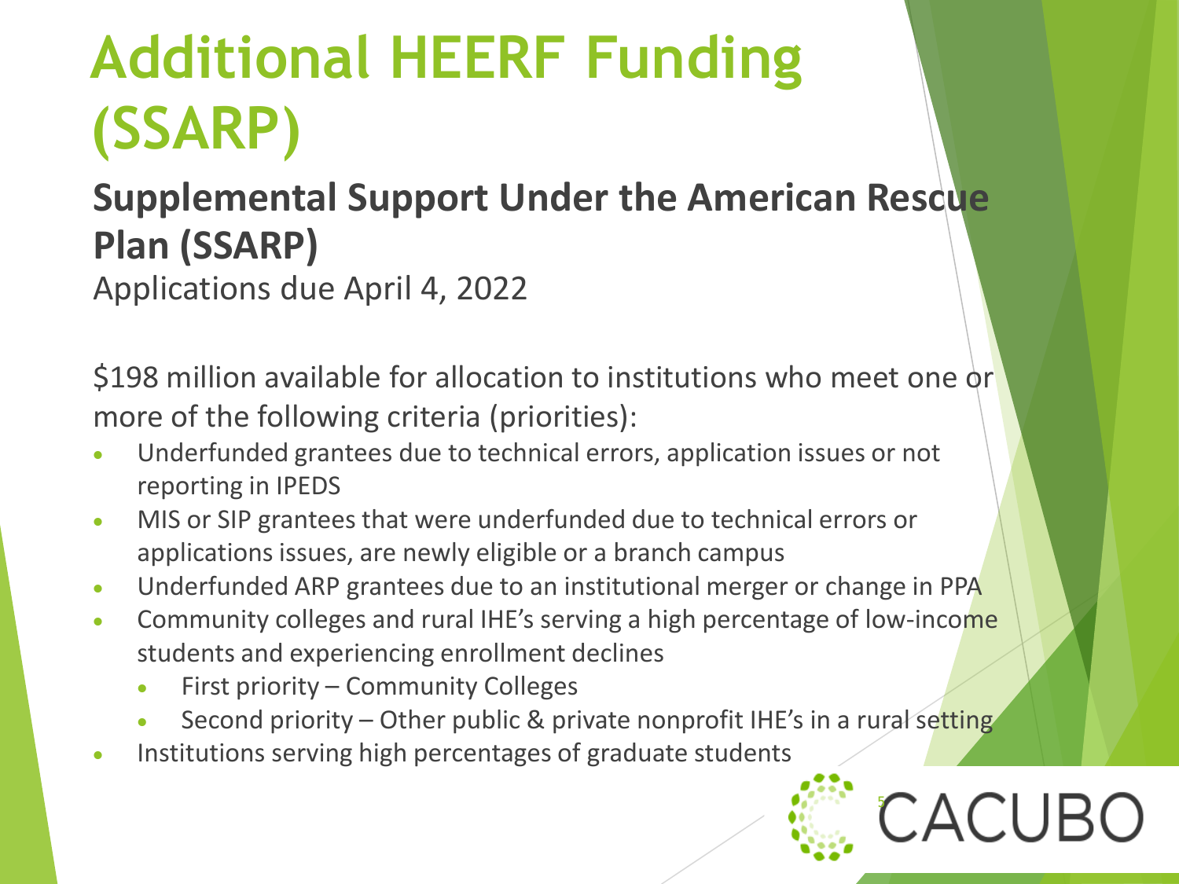# Additional HEERF Funding (SSARP)

## Supplemental Support Under the American Rescue Plan (SSARP)

Applications due April 4, 2022

$198 million available for allocation to institutions who meet one or more of the following criteria (priorities):

- Underfunded grantees due to technical errors, application issues or not reporting in IPEDS
- MIS or SIP grantees that were underfunded due to technical errors or applications issues, are newly eligible or a branch campus
- Underfunded ARP grantees due to an institutional merger or change in PPA
- Community colleges and rural IHE's serving a high percentage of low-income students and experiencing enrollment declines
  - First priority – Community Colleges
  - Second priority – Other public & private nonprofit IHE's in a rural setting
- Institutions serving high percentages of graduate students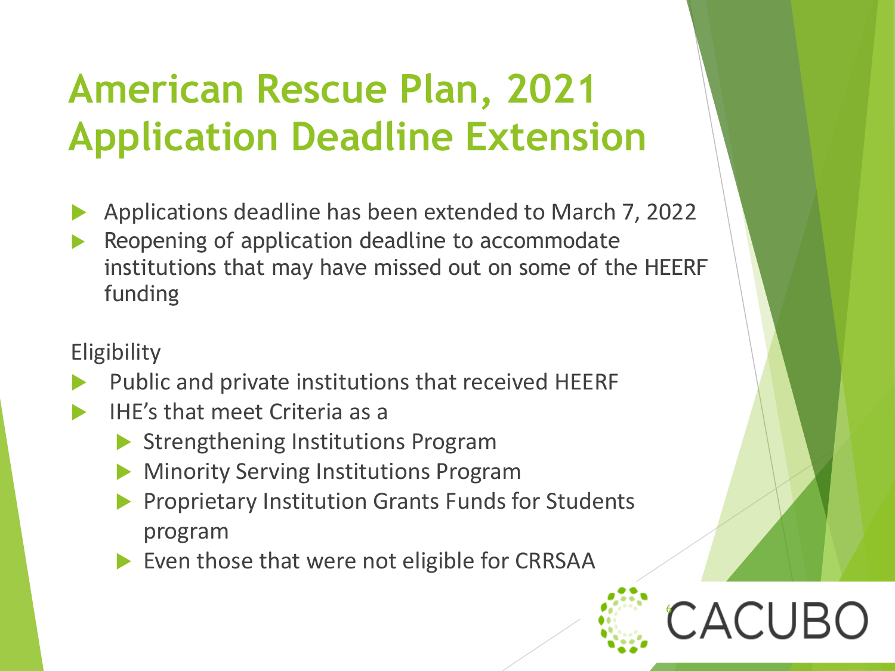# American Rescue Plan, 2021 Application Deadline Extension

- Applications deadline has been extended to March 7, 2022
- Reopening of application deadline to accommodate institutions that may have missed out on some of the HEERF funding

Eligibility

- Public and private institutions that received HEERF
- IHE's that meet Criteria as a
  - Strengthening Institutions Program
  - Minority Serving Institutions Program
  - Proprietary Institution Grants Funds for Students program
  - Even those that were not eligible for CRRSAA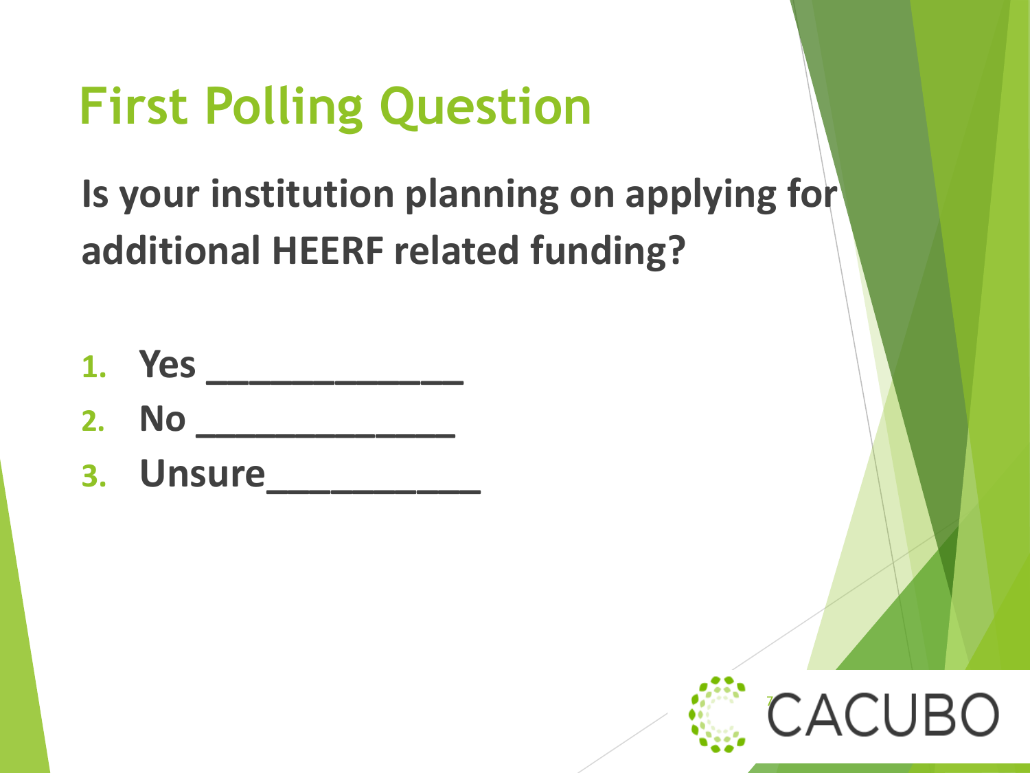# First Polling Question

**Is your institution planning on applying for additional HEERF related funding?**

1. **Yes ____________**
2. **No ____________**
3. **Unsure__________**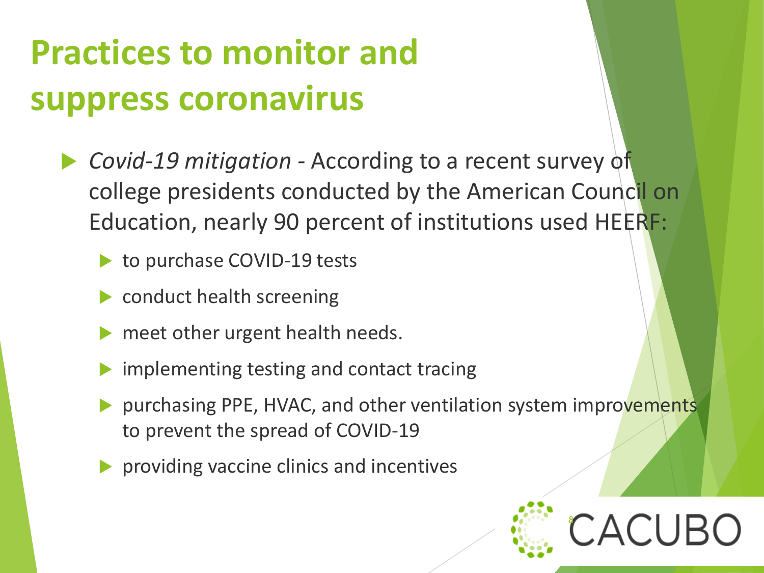# Practices to monitor and suppress coronavirus

- *Covid-19 mitigation* - According to a recent survey of college presidents conducted by the American Council on Education, nearly 90 percent of institutions used HEERF:
  - to purchase COVID-19 tests
  - conduct health screening
  - meet other urgent health needs.
  - implementing testing and contact tracing
  - purchasing PPE, HVAC, and other ventilation system improvements to prevent the spread of COVID-19
  - providing vaccine clinics and incentives

CACUBO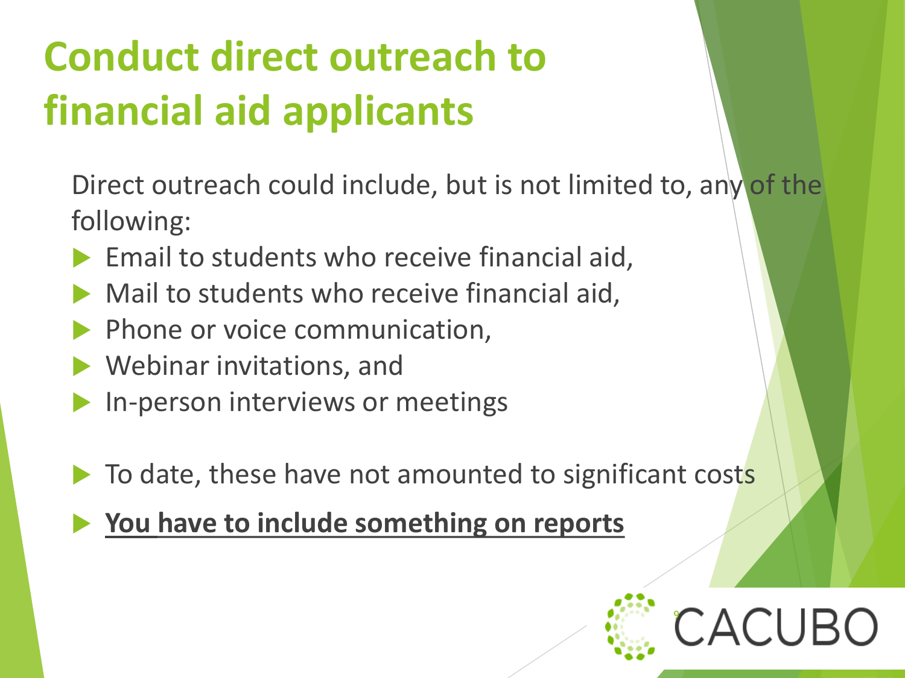# Conduct direct outreach to financial aid applicants

Direct outreach could include, but is not limited to, any of the following:

- Email to students who receive financial aid,
- Mail to students who receive financial aid,
- Phone or voice communication,
- Webinar invitations, and
- In-person interviews or meetings

- To date, these have not amounted to significant costs
- **You have to include something on reports**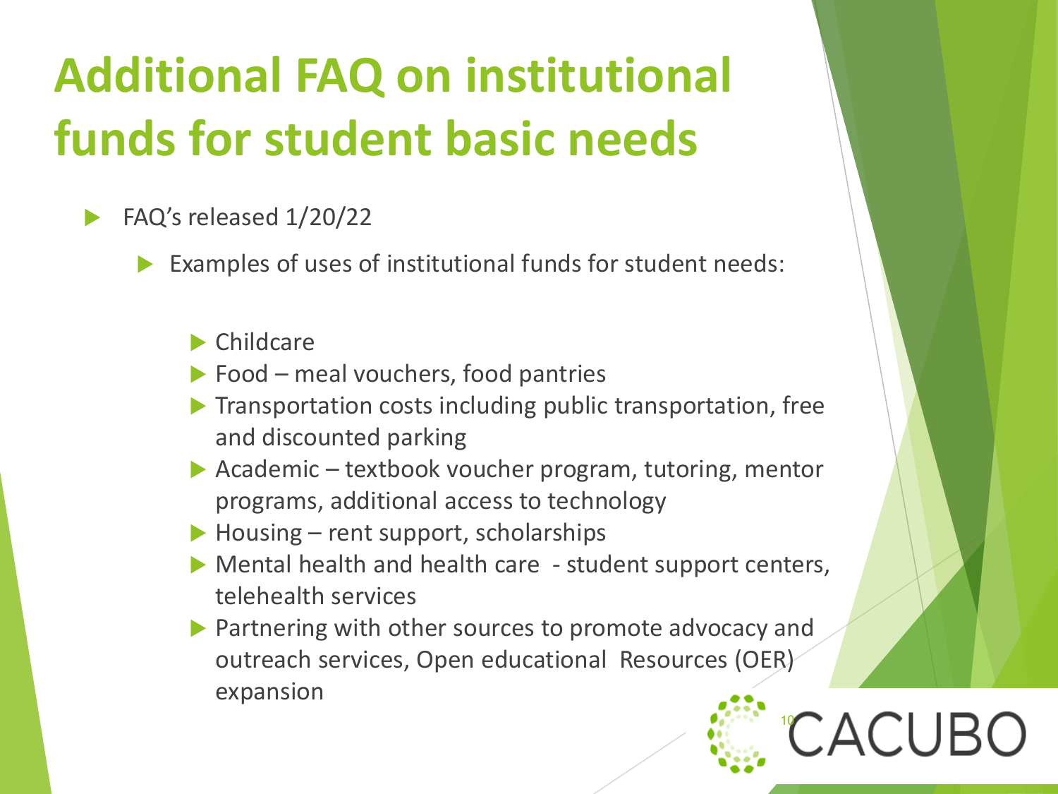# Additional FAQ on institutional funds for student basic needs

- FAQ's released 1/20/22
  - Examples of uses of institutional funds for student needs:
    - Childcare
    - Food – meal vouchers, food pantries
    - Transportation costs including public transportation, free and discounted parking
    - Academic – textbook voucher program, tutoring, mentor programs, additional access to technology
    - Housing – rent support, scholarships
    - Mental health and health care - student support centers, telehealth services
    - Partnering with other sources to promote advocacy and outreach services, Open educational Resources (OER) expansion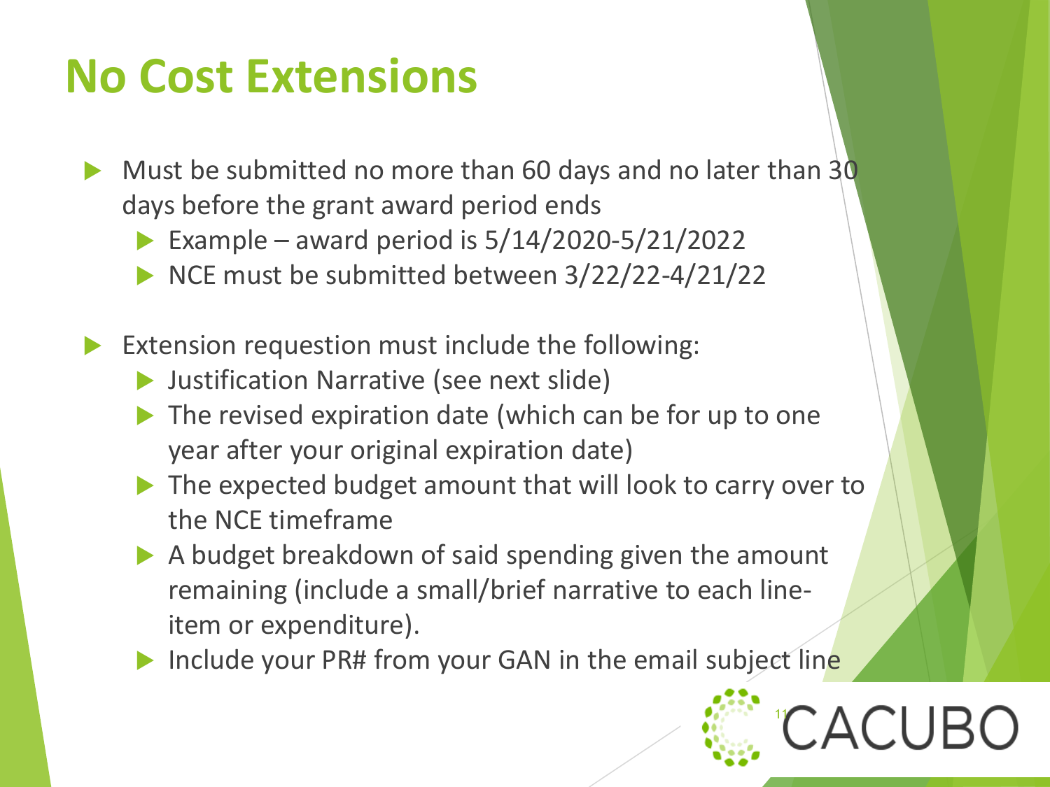# No Cost Extensions

- Must be submitted no more than 60 days and no later than 30 days before the grant award period ends
  - Example – award period is 5/14/2020-5/21/2022
  - NCE must be submitted between 3/22/22-4/21/22
- Extension requestion must include the following:
  - Justification Narrative (see next slide)
  - The revised expiration date (which can be for up to one year after your original expiration date)
  - The expected budget amount that will look to carry over to the NCE timeframe
  - A budget breakdown of said spending given the amount remaining (include a small/brief narrative to each line-item or expenditure).
  - Include your PR# from your GAN in the email subject line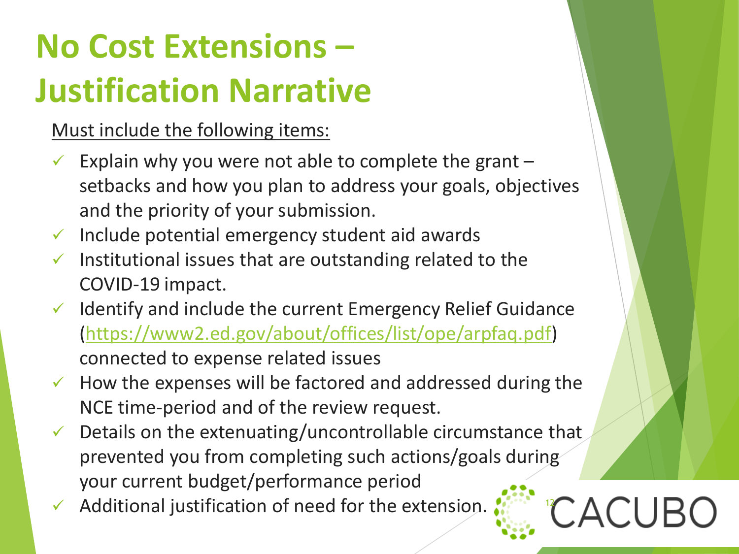# No Cost Extensions – Justification Narrative

Must include the following items:

- ✓ Explain why you were not able to complete the grant – setbacks and how you plan to address your goals, objectives and the priority of your submission.
- ✓ Include potential emergency student aid awards
- ✓ Institutional issues that are outstanding related to the COVID-19 impact.
- ✓ Identify and include the current Emergency Relief Guidance (https://www2.ed.gov/about/offices/list/ope/arpfaq.pdf) connected to expense related issues
- ✓ How the expenses will be factored and addressed during the NCE time-period and of the review request.
- ✓ Details on the extenuating/uncontrollable circumstance that prevented you from completing such actions/goals during your current budget/performance period
- ✓ Additional justification of need for the extension.

CACUBO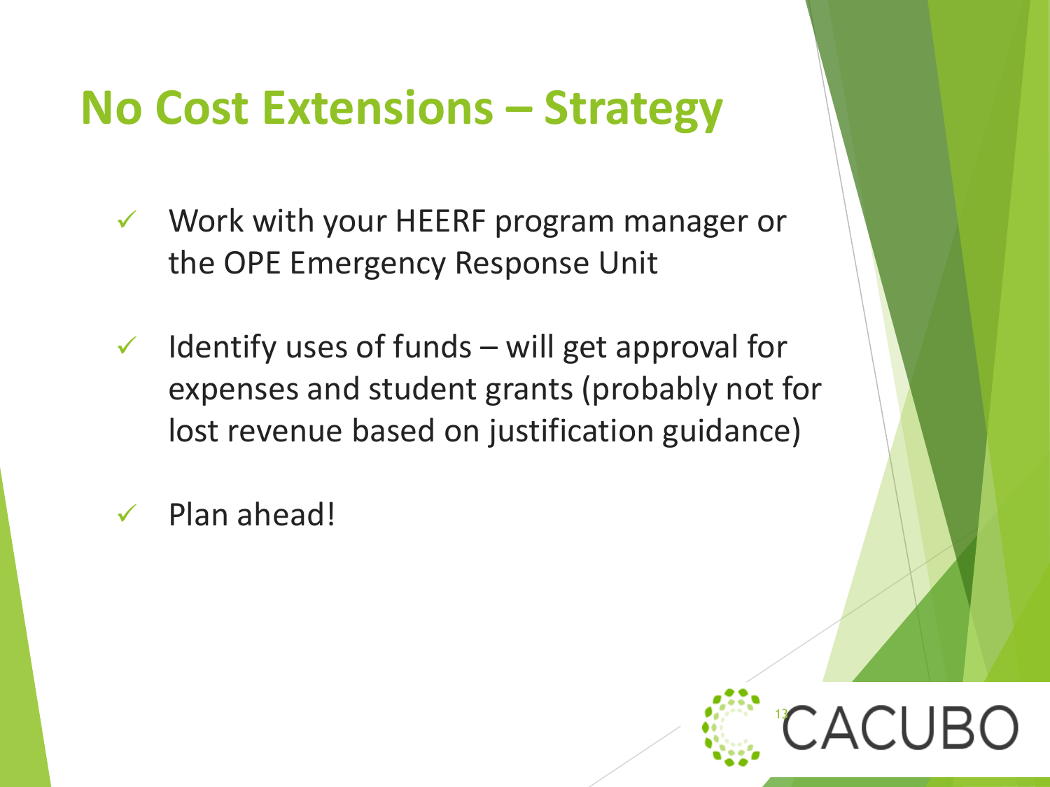# No Cost Extensions – Strategy

- ✓ Work with your HEERF program manager or the OPE Emergency Response Unit
- ✓ Identify uses of funds – will get approval for expenses and student grants (probably not for lost revenue based on justification guidance)
- ✓ Plan ahead!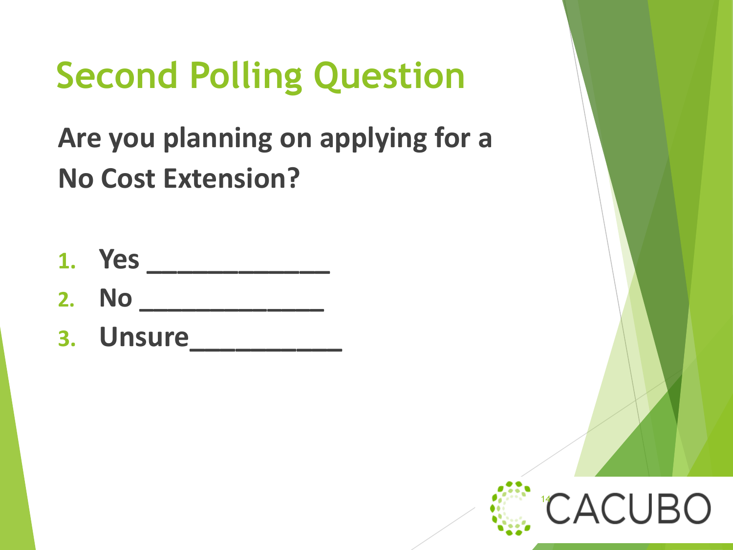# Second Polling Question

**Are you planning on applying for a No Cost Extension?**

1. **Yes _____________**
2. **No ______________**
3. **Unsure___________**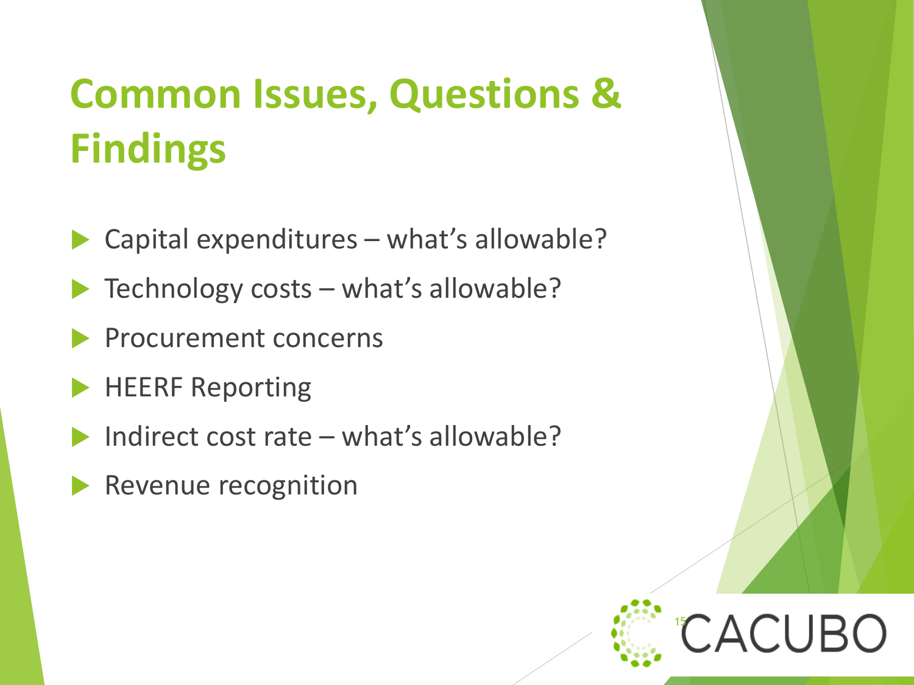# Common Issues, Questions & Findings

- Capital expenditures – what's allowable?
- Technology costs – what's allowable?
- Procurement concerns
- HEERF Reporting
- Indirect cost rate – what's allowable?
- Revenue recognition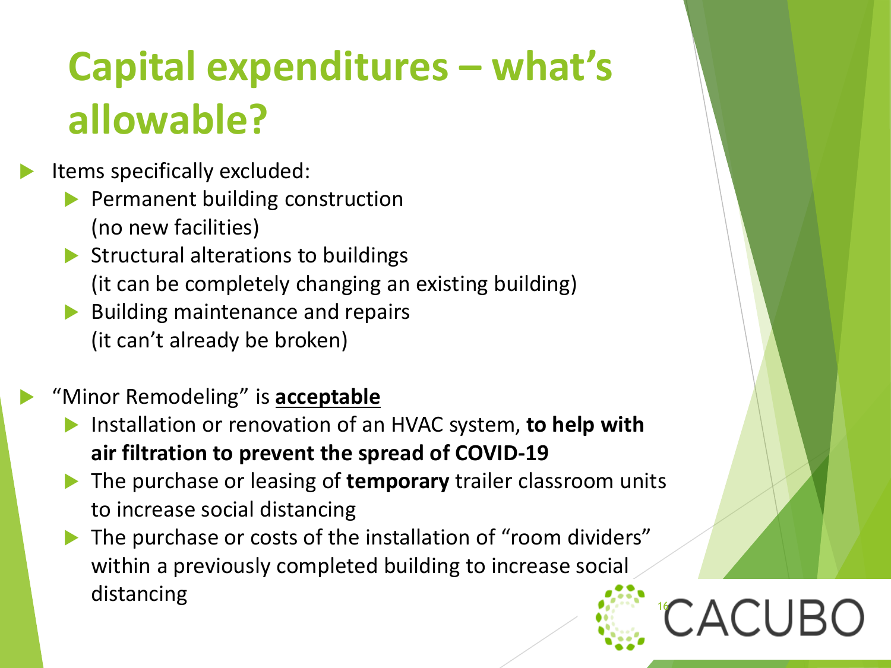# Capital expenditures – what's allowable?

- Items specifically excluded:
  - Permanent building construction (no new facilities)
  - Structural alterations to buildings (it can be completely changing an existing building)
  - Building maintenance and repairs (it can't already be broken)

- "Minor Remodeling" is <u>**acceptable**</u>
  - Installation or renovation of an HVAC system, **to help with air filtration to prevent the spread of COVID-19**
  - The purchase or leasing of **temporary** trailer classroom units to increase social distancing
  - The purchase or costs of the installation of "room dividers" within a previously completed building to increase social distancing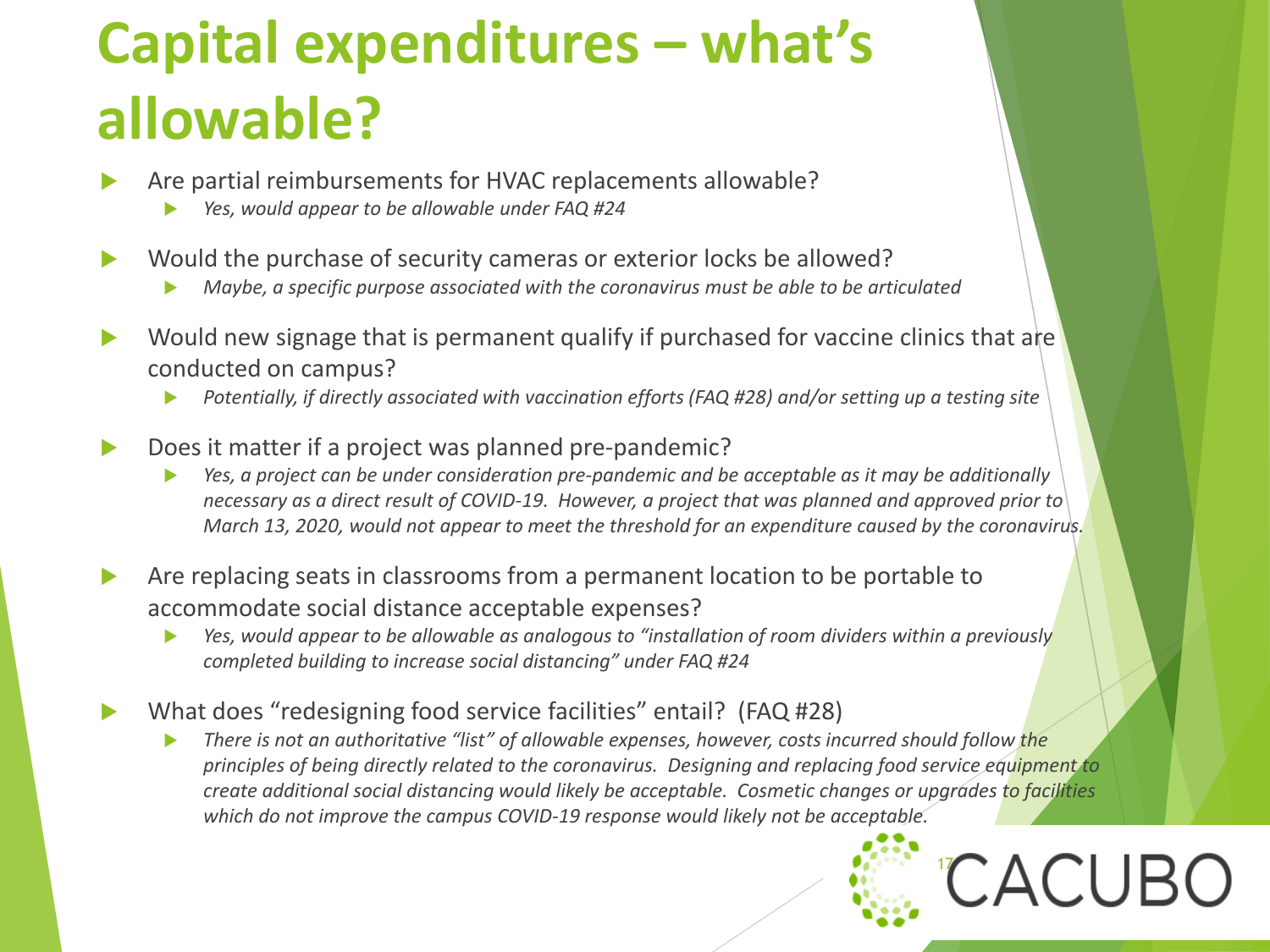# Capital expenditures – what's allowable?

- Are partial reimbursements for HVAC replacements allowable?
  - *Yes, would appear to be allowable under FAQ #24*
- Would the purchase of security cameras or exterior locks be allowed?
  - *Maybe, a specific purpose associated with the coronavirus must be able to be articulated*
- Would new signage that is permanent qualify if purchased for vaccine clinics that are conducted on campus?
  - *Potentially, if directly associated with vaccination efforts (FAQ #28) and/or setting up a testing site*
- Does it matter if a project was planned pre-pandemic?
  - *Yes, a project can be under consideration pre-pandemic and be acceptable as it may be additionally necessary as a direct result of COVID-19. However, a project that was planned and approved prior to March 13, 2020, would not appear to meet the threshold for an expenditure caused by the coronavirus.*
- Are replacing seats in classrooms from a permanent location to be portable to accommodate social distance acceptable expenses?
  - *Yes, would appear to be allowable as analogous to "installation of room dividers within a previously completed building to increase social distancing" under FAQ #24*
- What does "redesigning food service facilities" entail? (FAQ #28)
  - *There is not an authoritative "list" of allowable expenses, however, costs incurred should follow the principles of being directly related to the coronavirus. Designing and replacing food service equipment to create additional social distancing would likely be acceptable. Cosmetic changes or upgrades to facilities which do not improve the campus COVID-19 response would likely not be acceptable.*

CACUBO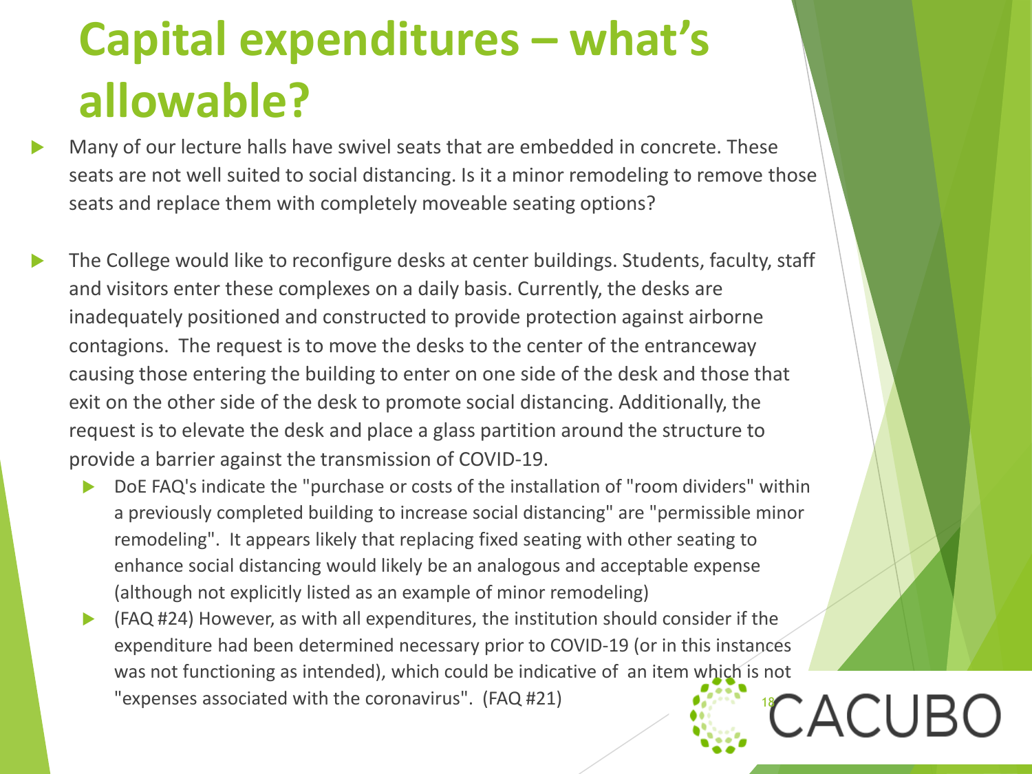# Capital expenditures – what's allowable?

- Many of our lecture halls have swivel seats that are embedded in concrete. These seats are not well suited to social distancing. Is it a minor remodeling to remove those seats and replace them with completely moveable seating options?
- The College would like to reconfigure desks at center buildings. Students, faculty, staff and visitors enter these complexes on a daily basis. Currently, the desks are inadequately positioned and constructed to provide protection against airborne contagions. The request is to move the desks to the center of the entranceway causing those entering the building to enter on one side of the desk and those that exit on the other side of the desk to promote social distancing. Additionally, the request is to elevate the desk and place a glass partition around the structure to provide a barrier against the transmission of COVID-19.
  - DoE FAQ's indicate the "purchase or costs of the installation of "room dividers" within a previously completed building to increase social distancing" are "permissible minor remodeling". It appears likely that replacing fixed seating with other seating to enhance social distancing would likely be an analogous and acceptable expense (although not explicitly listed as an example of minor remodeling)
  - (FAQ #24) However, as with all expenditures, the institution should consider if the expenditure had been determined necessary prior to COVID-19 (or in this instances was not functioning as intended), which could be indicative of an item which is not "expenses associated with the coronavirus". (FAQ #21)

CACUBO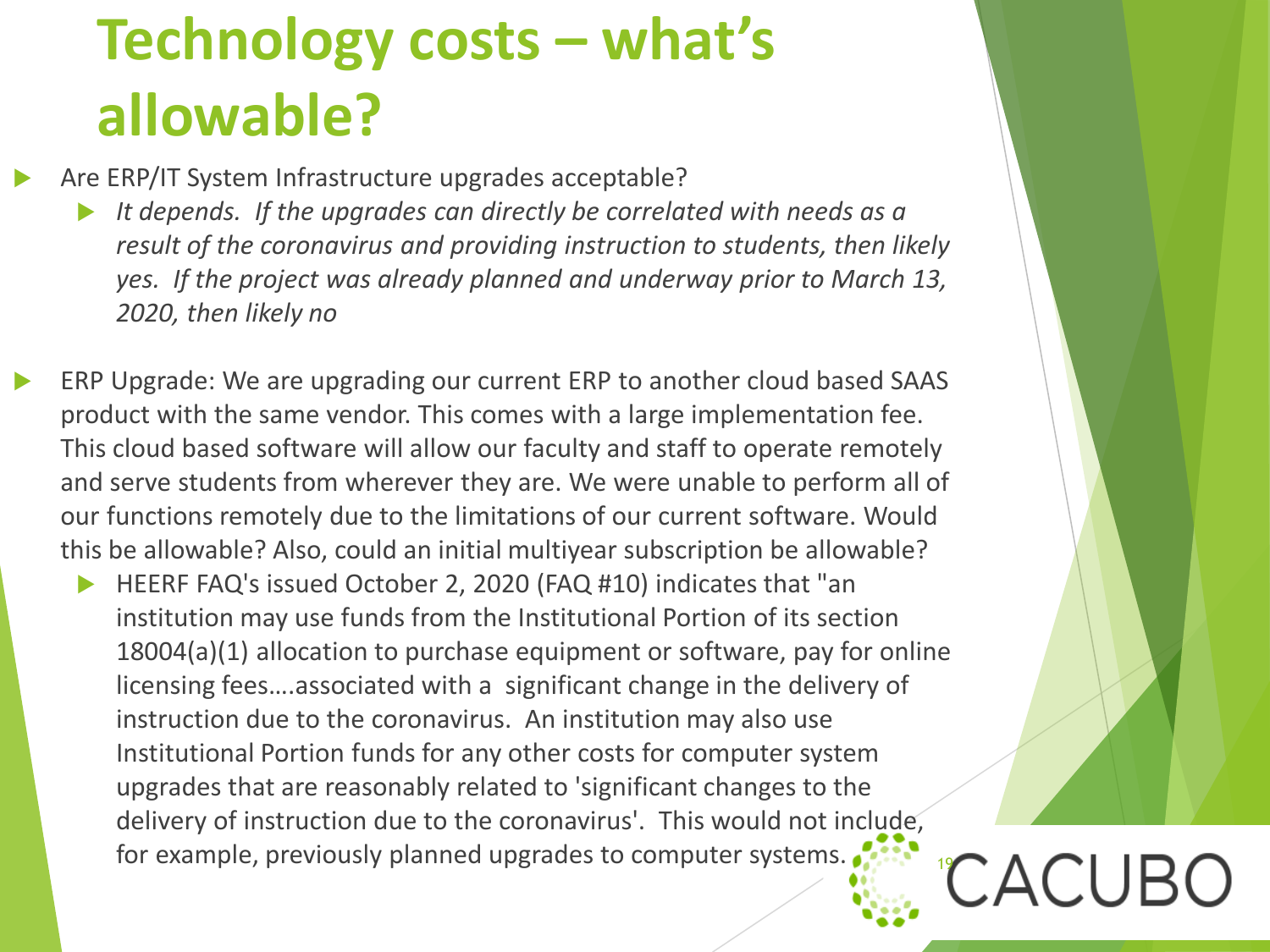# Technology costs – what's allowable?

- Are ERP/IT System Infrastructure upgrades acceptable?
  - *It depends. If the upgrades can directly be correlated with needs as a result of the coronavirus and providing instruction to students, then likely yes. If the project was already planned and underway prior to March 13, 2020, then likely no*

- ERP Upgrade: We are upgrading our current ERP to another cloud based SAAS product with the same vendor. This comes with a large implementation fee. This cloud based software will allow our faculty and staff to operate remotely and serve students from wherever they are. We were unable to perform all of our functions remotely due to the limitations of our current software. Would this be allowable? Also, could an initial multiyear subscription be allowable?
  - HEERF FAQ's issued October 2, 2020 (FAQ #10) indicates that "an institution may use funds from the Institutional Portion of its section 18004(a)(1) allocation to purchase equipment or software, pay for online licensing fees….associated with a significant change in the delivery of instruction due to the coronavirus. An institution may also use Institutional Portion funds for any other costs for computer system upgrades that are reasonably related to 'significant changes to the delivery of instruction due to the coronavirus'. This would not include, for example, previously planned upgrades to computer systems.

CACUBO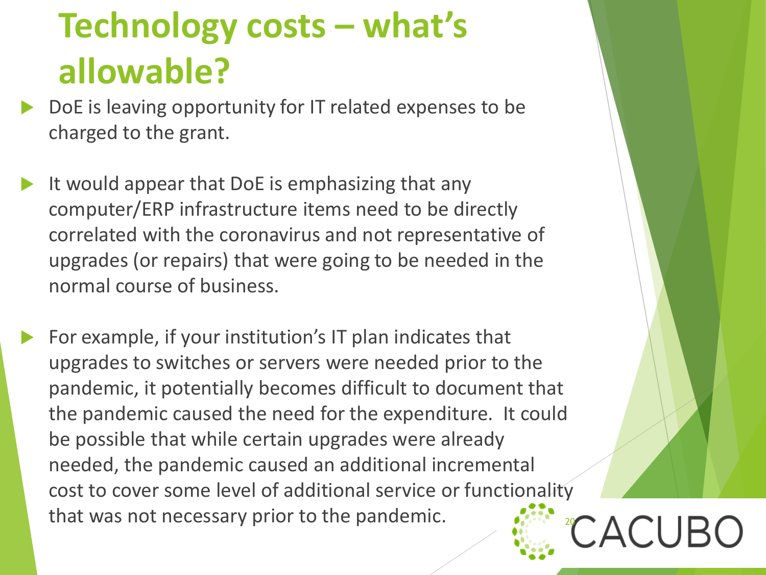# Technology costs – what's allowable?

- DoE is leaving opportunity for IT related expenses to be charged to the grant.
- It would appear that DoE is emphasizing that any computer/ERP infrastructure items need to be directly correlated with the coronavirus and not representative of upgrades (or repairs) that were going to be needed in the normal course of business.
- For example, if your institution's IT plan indicates that upgrades to switches or servers were needed prior to the pandemic, it potentially becomes difficult to document that the pandemic caused the need for the expenditure. It could be possible that while certain upgrades were already needed, the pandemic caused an additional incremental cost to cover some level of additional service or functionality that was not necessary prior to the pandemic.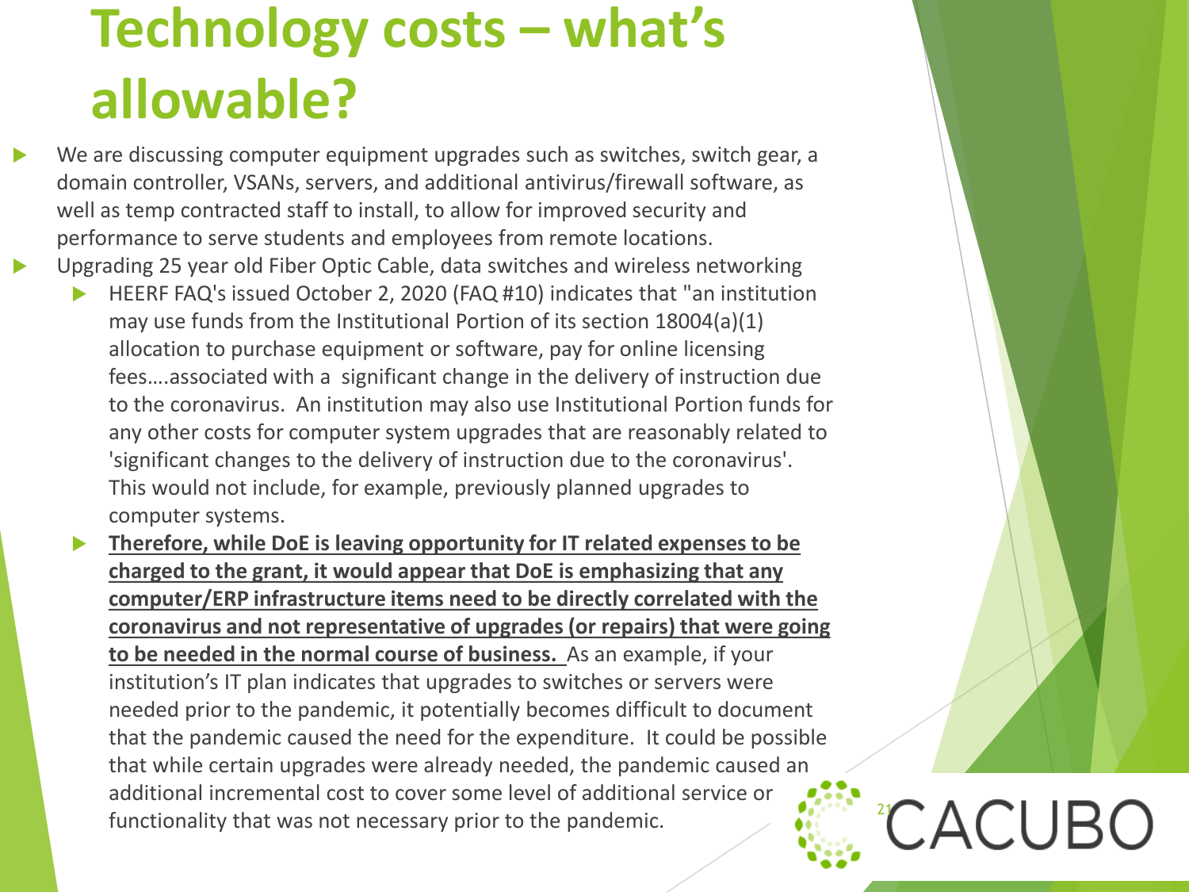# Technology costs – what's allowable?

- We are discussing computer equipment upgrades such as switches, switch gear, a domain controller, VSANs, servers, and additional antivirus/firewall software, as well as temp contracted staff to install, to allow for improved security and performance to serve students and employees from remote locations.
- Upgrading 25 year old Fiber Optic Cable, data switches and wireless networking
  - HEERF FAQ's issued October 2, 2020 (FAQ #10) indicates that "an institution may use funds from the Institutional Portion of its section 18004(a)(1) allocation to purchase equipment or software, pay for online licensing fees….associated with a significant change in the delivery of instruction due to the coronavirus. An institution may also use Institutional Portion funds for any other costs for computer system upgrades that are reasonably related to 'significant changes to the delivery of instruction due to the coronavirus'. This would not include, for example, previously planned upgrades to computer systems.
  - **Therefore, while DoE is leaving opportunity for IT related expenses to be charged to the grant, it would appear that DoE is emphasizing that any computer/ERP infrastructure items need to be directly correlated with the coronavirus and not representative of upgrades (or repairs) that were going to be needed in the normal course of business.** As an example, if your institution's IT plan indicates that upgrades to switches or servers were needed prior to the pandemic, it potentially becomes difficult to document that the pandemic caused the need for the expenditure. It could be possible that while certain upgrades were already needed, the pandemic caused an additional incremental cost to cover some level of additional service or functionality that was not necessary prior to the pandemic.

CACUBO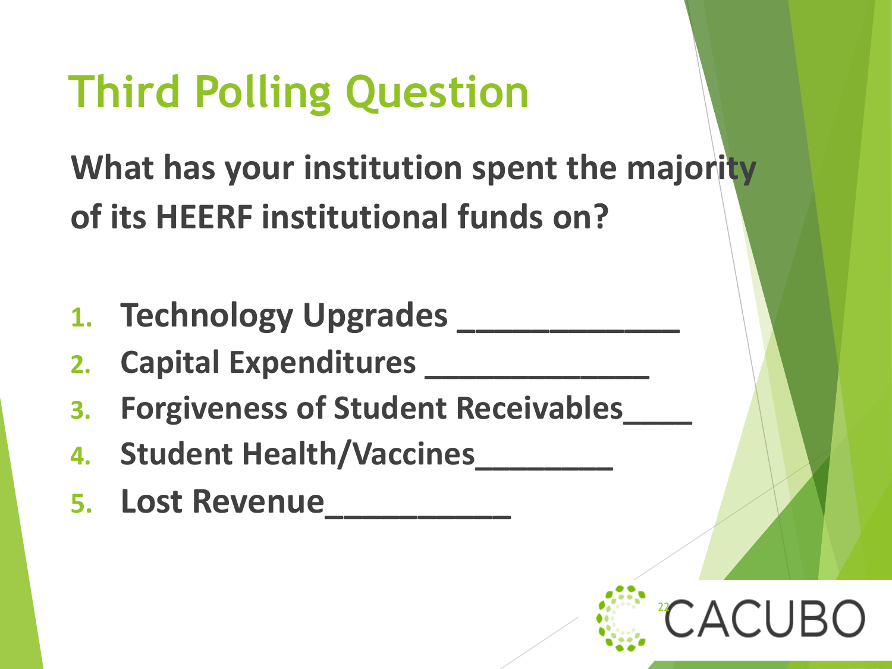# Third Polling Question

**What has your institution spent the majority of its HEERF institutional funds on?**

1. **Technology Upgrades ____________**
2. **Capital Expenditures _____________**
3. **Forgiveness of Student Receivables____**
4. **Student Health/Vaccines________**
5. **Lost Revenue__________**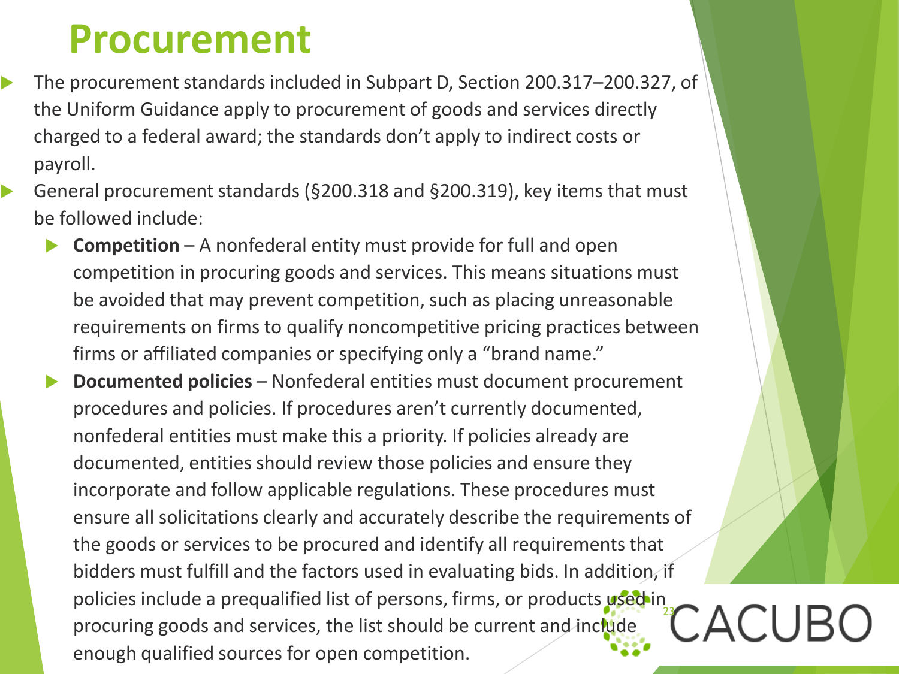# Procurement

- The procurement standards included in Subpart D, Section 200.317–200.327, of the Uniform Guidance apply to procurement of goods and services directly charged to a federal award; the standards don't apply to indirect costs or payroll.
- General procurement standards (§200.318 and §200.319), key items that must be followed include:
  - **Competition** – A nonfederal entity must provide for full and open competition in procuring goods and services. This means situations must be avoided that may prevent competition, such as placing unreasonable requirements on firms to qualify noncompetitive pricing practices between firms or affiliated companies or specifying only a "brand name."
  - **Documented policies** – Nonfederal entities must document procurement procedures and policies. If procedures aren't currently documented, nonfederal entities must make this a priority. If policies already are documented, entities should review those policies and ensure they incorporate and follow applicable regulations. These procedures must ensure all solicitations clearly and accurately describe the requirements of the goods or services to be procured and identify all requirements that bidders must fulfill and the factors used in evaluating bids. In addition, if policies include a prequalified list of persons, firms, or products used in procuring goods and services, the list should be current and include enough qualified sources for open competition.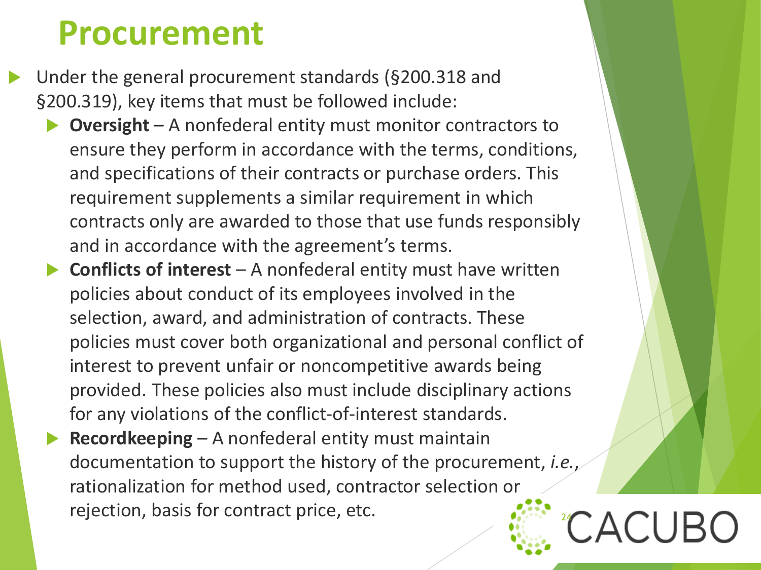# Procurement

- Under the general procurement standards (§200.318 and §200.319), key items that must be followed include:
  - **Oversight** – A nonfederal entity must monitor contractors to ensure they perform in accordance with the terms, conditions, and specifications of their contracts or purchase orders. This requirement supplements a similar requirement in which contracts only are awarded to those that use funds responsibly and in accordance with the agreement's terms.
  - **Conflicts of interest** – A nonfederal entity must have written policies about conduct of its employees involved in the selection, award, and administration of contracts. These policies must cover both organizational and personal conflict of interest to prevent unfair or noncompetitive awards being provided. These policies also must include disciplinary actions for any violations of the conflict-of-interest standards.
  - **Recordkeeping** – A nonfederal entity must maintain documentation to support the history of the procurement, *i.e.*, rationalization for method used, contractor selection or rejection, basis for contract price, etc.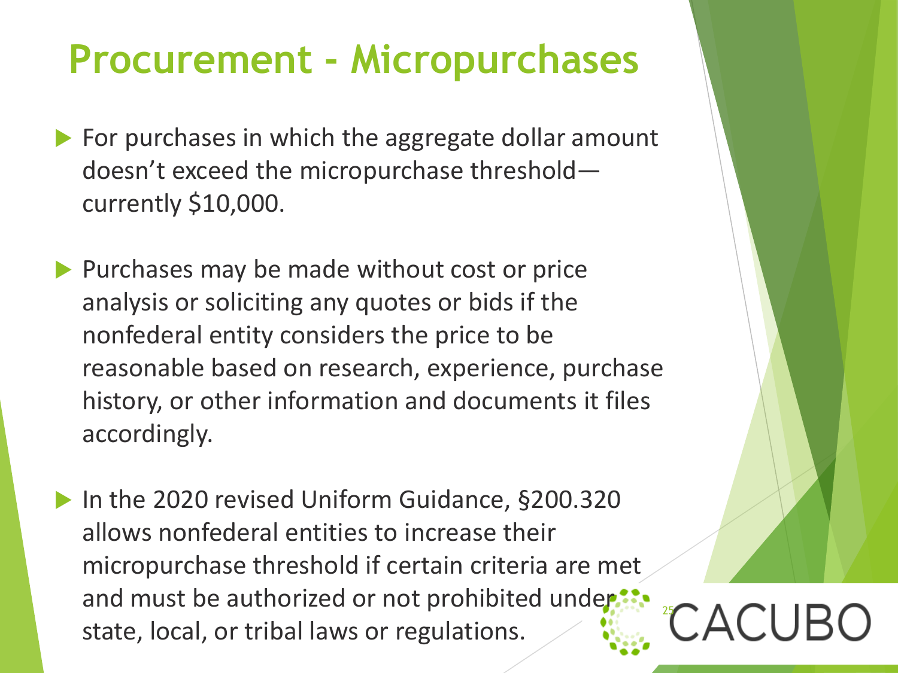# Procurement - Micropurchases

- For purchases in which the aggregate dollar amount doesn't exceed the micropurchase threshold—currently $10,000.

- Purchases may be made without cost or price analysis or soliciting any quotes or bids if the nonfederal entity considers the price to be reasonable based on research, experience, purchase history, or other information and documents it files accordingly.

- In the 2020 revised Uniform Guidance, §200.320 allows nonfederal entities to increase their micropurchase threshold if certain criteria are met and must be authorized or not prohibited under state, local, or tribal laws or regulations.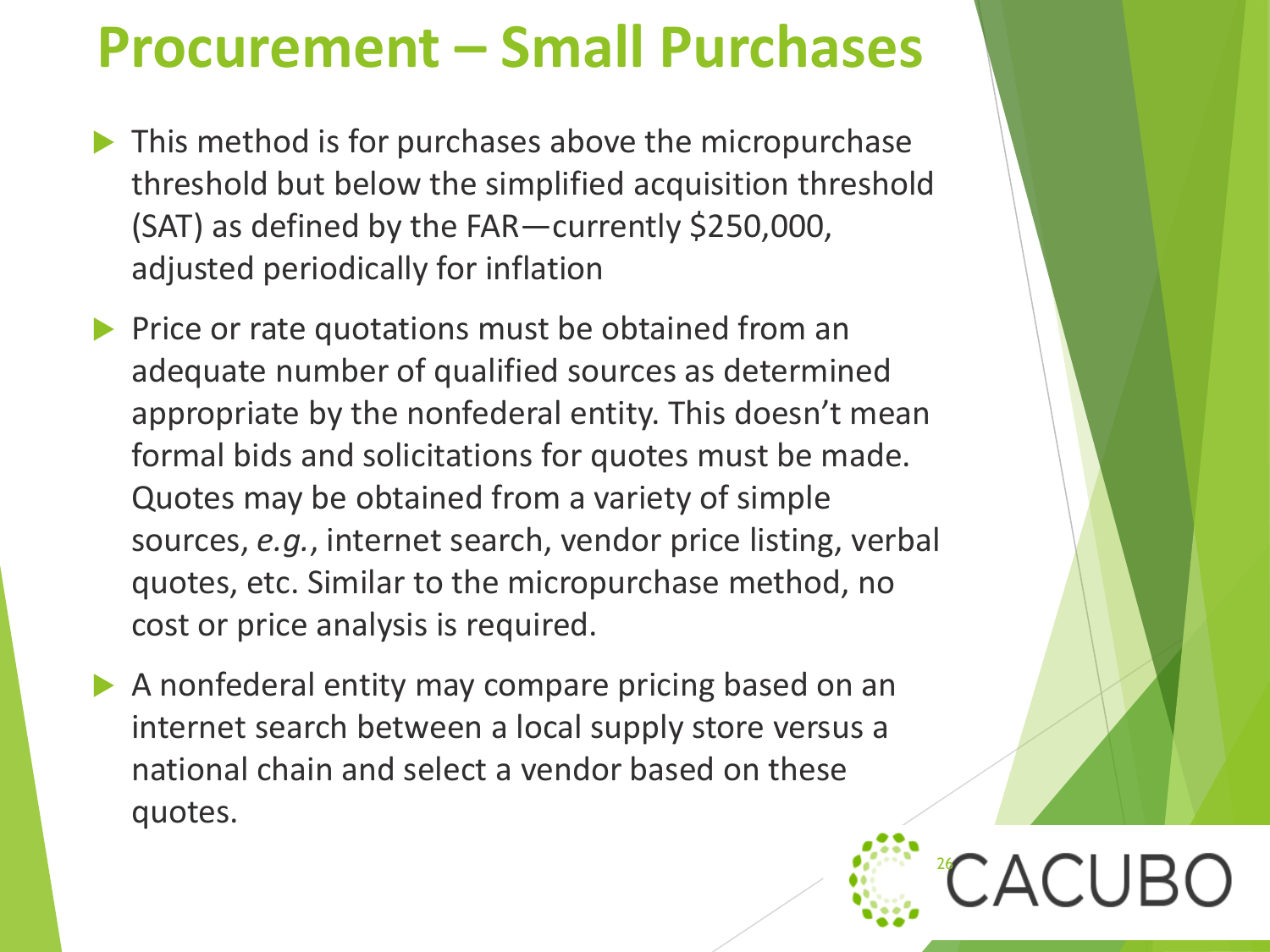# Procurement – Small Purchases

- This method is for purchases above the micropurchase threshold but below the simplified acquisition threshold (SAT) as defined by the FAR—currently $250,000, adjusted periodically for inflation
- Price or rate quotations must be obtained from an adequate number of qualified sources as determined appropriate by the nonfederal entity. This doesn't mean formal bids and solicitations for quotes must be made. Quotes may be obtained from a variety of simple sources, *e.g.*, internet search, vendor price listing, verbal quotes, etc. Similar to the micropurchase method, no cost or price analysis is required.
- A nonfederal entity may compare pricing based on an internet search between a local supply store versus a national chain and select a vendor based on these quotes.

CACUBO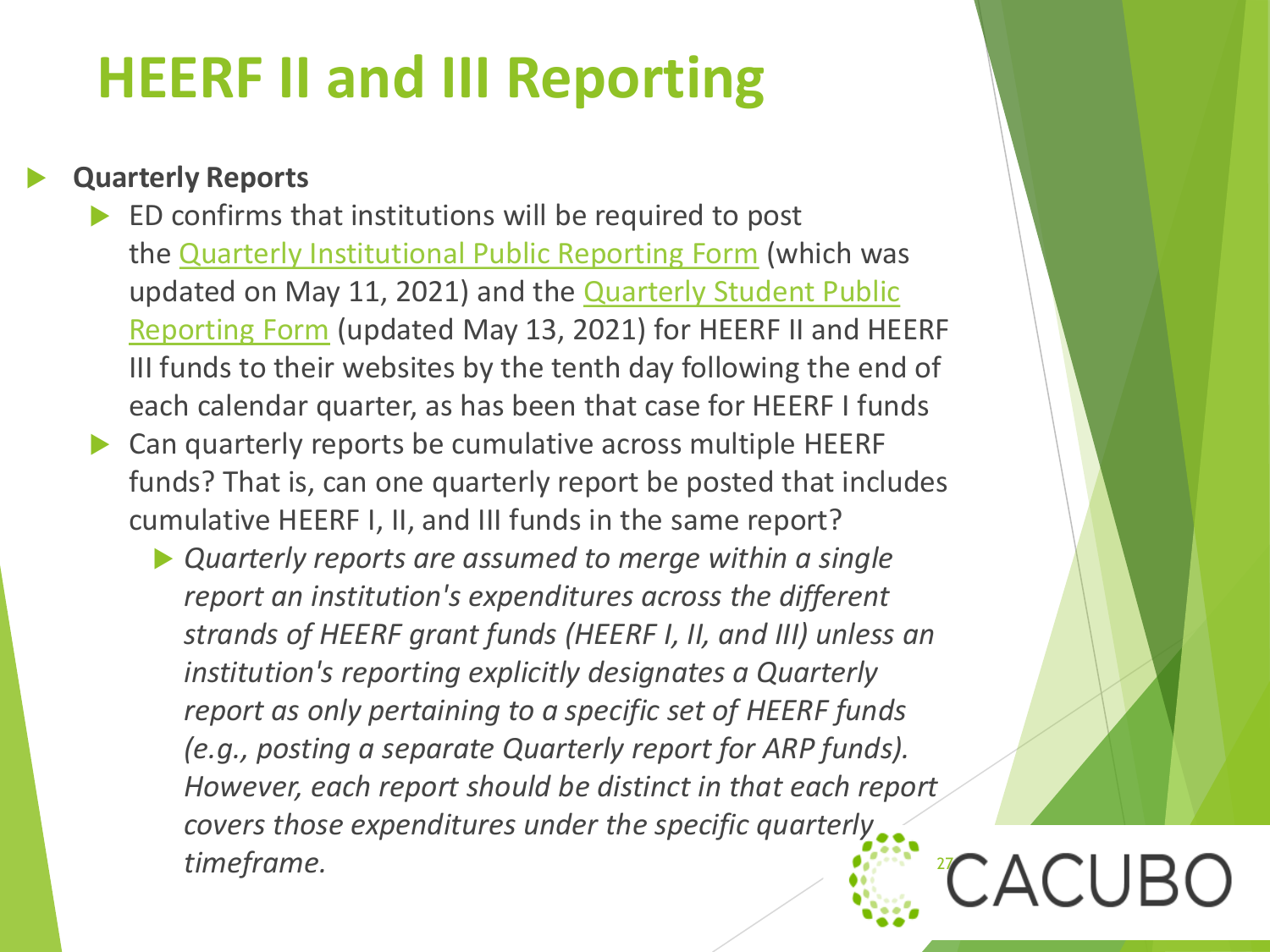# HEERF II and III Reporting

- **Quarterly Reports**
  - ED confirms that institutions will be required to post the Quarterly Institutional Public Reporting Form (which was updated on May 11, 2021) and the Quarterly Student Public Reporting Form (updated May 13, 2021) for HEERF II and HEERF III funds to their websites by the tenth day following the end of each calendar quarter, as has been that case for HEERF I funds
  - Can quarterly reports be cumulative across multiple HEERF funds? That is, can one quarterly report be posted that includes cumulative HEERF I, II, and III funds in the same report?
    - *Quarterly reports are assumed to merge within a single report an institution's expenditures across the different strands of HEERF grant funds (HEERF I, II, and III) unless an institution's reporting explicitly designates a Quarterly report as only pertaining to a specific set of HEERF funds (e.g., posting a separate Quarterly report for ARP funds). However, each report should be distinct in that each report covers those expenditures under the specific quarterly timeframe.*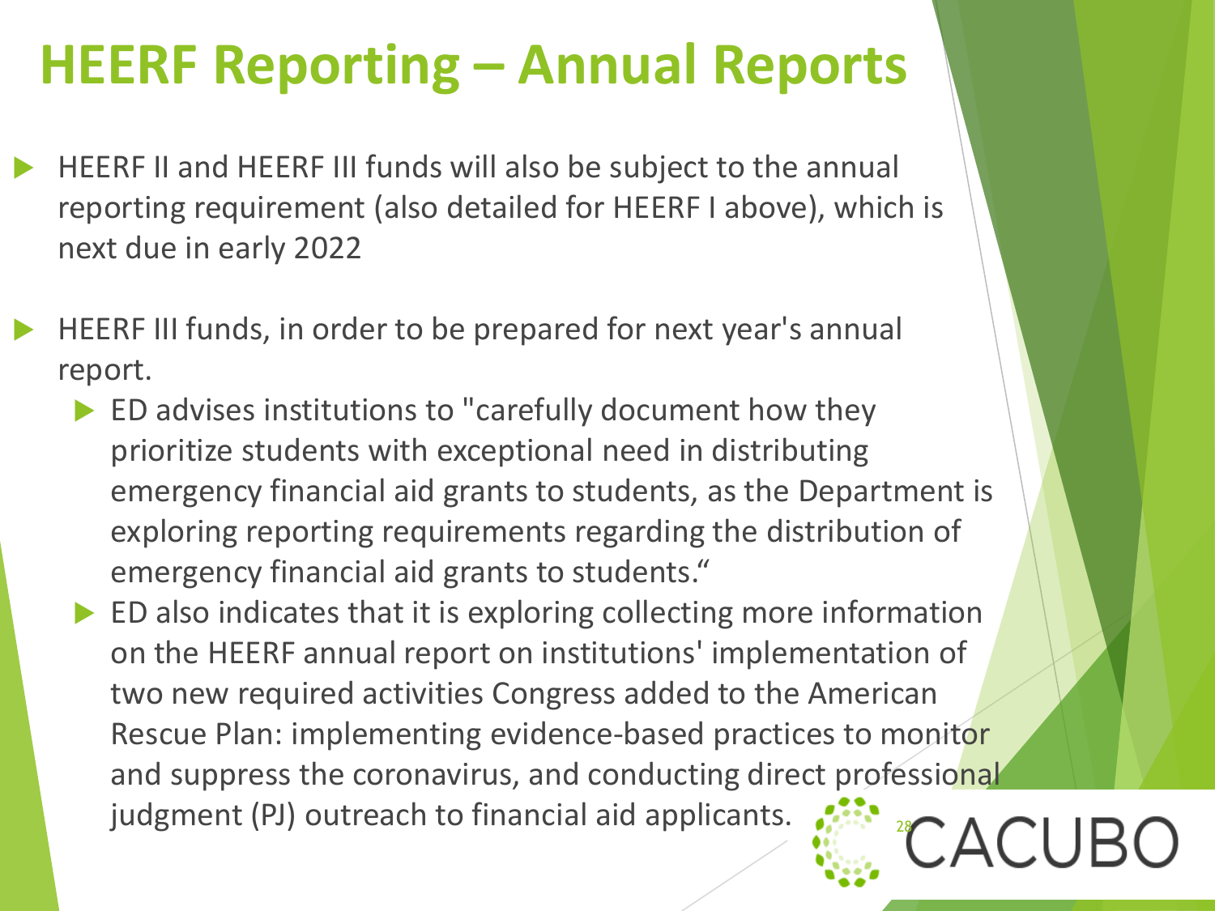# HEERF Reporting – Annual Reports

- HEERF II and HEERF III funds will also be subject to the annual reporting requirement (also detailed for HEERF I above), which is next due in early 2022
- HEERF III funds, in order to be prepared for next year's annual report.
  - ED advises institutions to "carefully document how they prioritize students with exceptional need in distributing emergency financial aid grants to students, as the Department is exploring reporting requirements regarding the distribution of emergency financial aid grants to students."
  - ED also indicates that it is exploring collecting more information on the HEERF annual report on institutions' implementation of two new required activities Congress added to the American Rescue Plan: implementing evidence-based practices to monitor and suppress the coronavirus, and conducting direct professional judgment (PJ) outreach to financial aid applicants.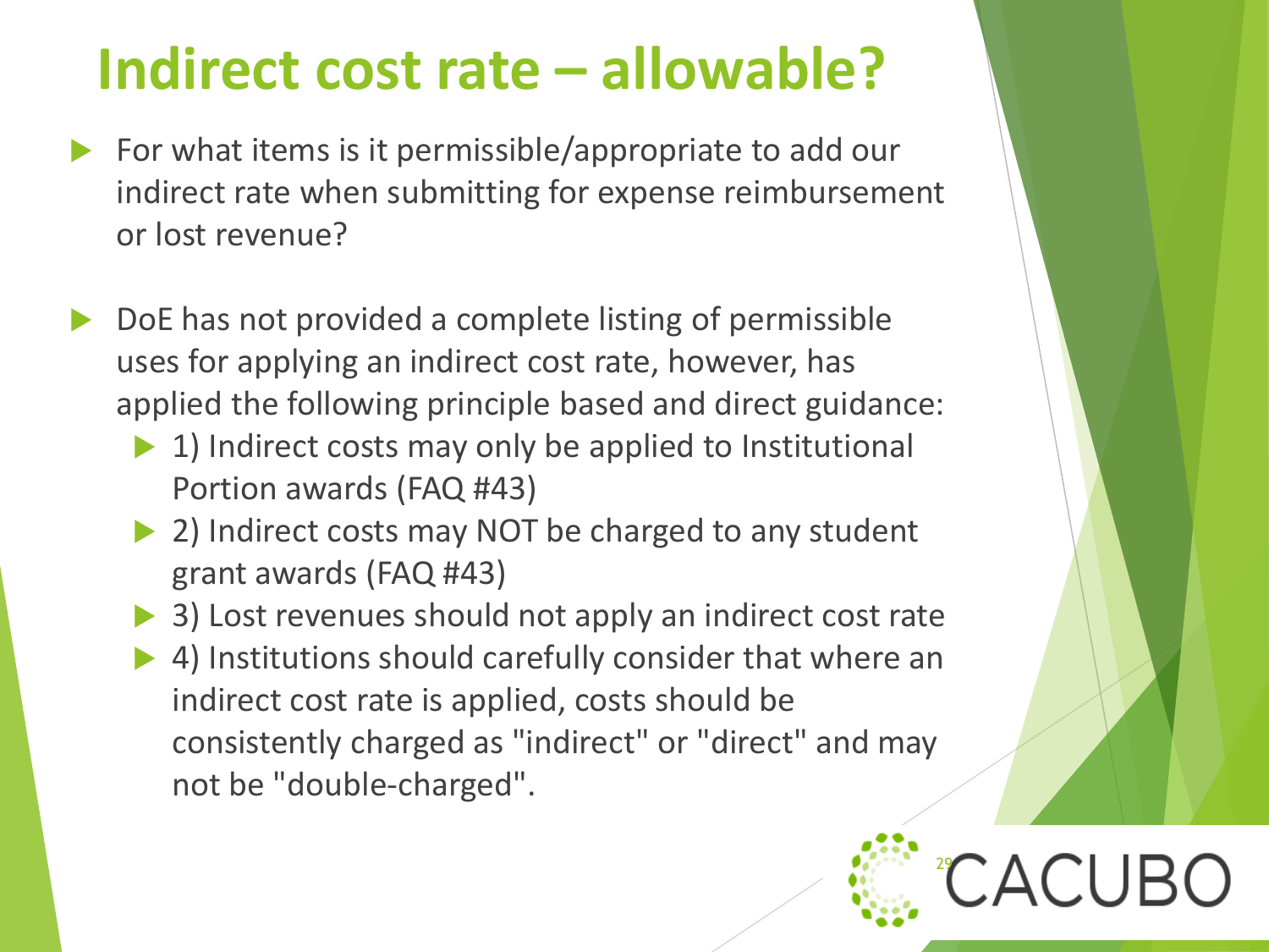# Indirect cost rate – allowable?

- For what items is it permissible/appropriate to add our indirect rate when submitting for expense reimbursement or lost revenue?

- DoE has not provided a complete listing of permissible uses for applying an indirect cost rate, however, has applied the following principle based and direct guidance:
  - 1) Indirect costs may only be applied to Institutional Portion awards (FAQ #43)
  - 2) Indirect costs may NOT be charged to any student grant awards (FAQ #43)
  - 3) Lost revenues should not apply an indirect cost rate
  - 4) Institutions should carefully consider that where an indirect cost rate is applied, costs should be consistently charged as "indirect" or "direct" and may not be "double-charged".

CACUBO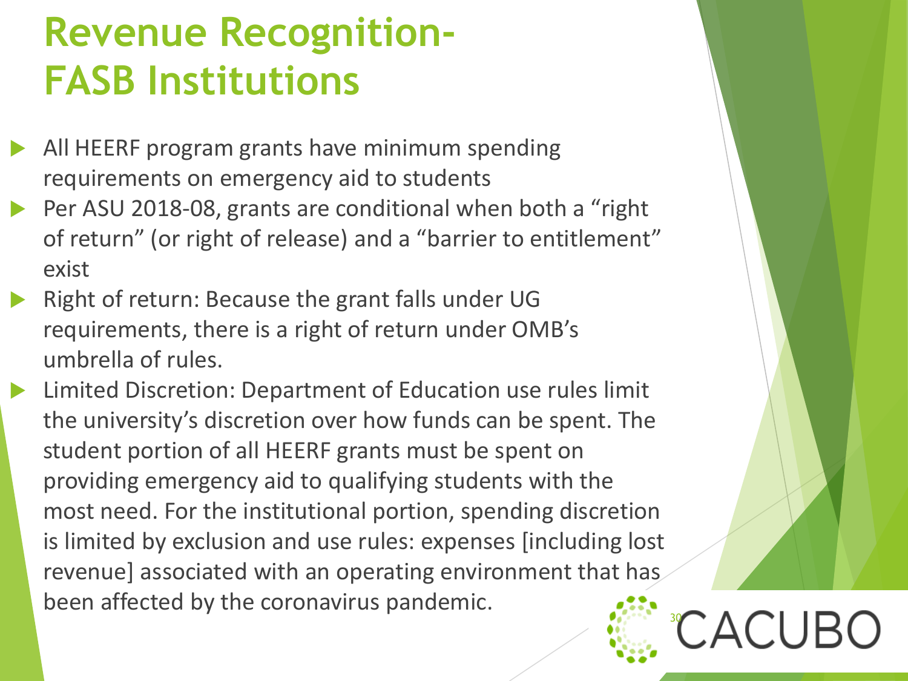# Revenue Recognition- FASB Institutions

- All HEERF program grants have minimum spending requirements on emergency aid to students
- Per ASU 2018-08, grants are conditional when both a "right of return" (or right of release) and a "barrier to entitlement" exist
- Right of return: Because the grant falls under UG requirements, there is a right of return under OMB's umbrella of rules.
- Limited Discretion: Department of Education use rules limit the university's discretion over how funds can be spent. The student portion of all HEERF grants must be spent on providing emergency aid to qualifying students with the most need. For the institutional portion, spending discretion is limited by exclusion and use rules: expenses [including lost revenue] associated with an operating environment that has been affected by the coronavirus pandemic.

CACUBO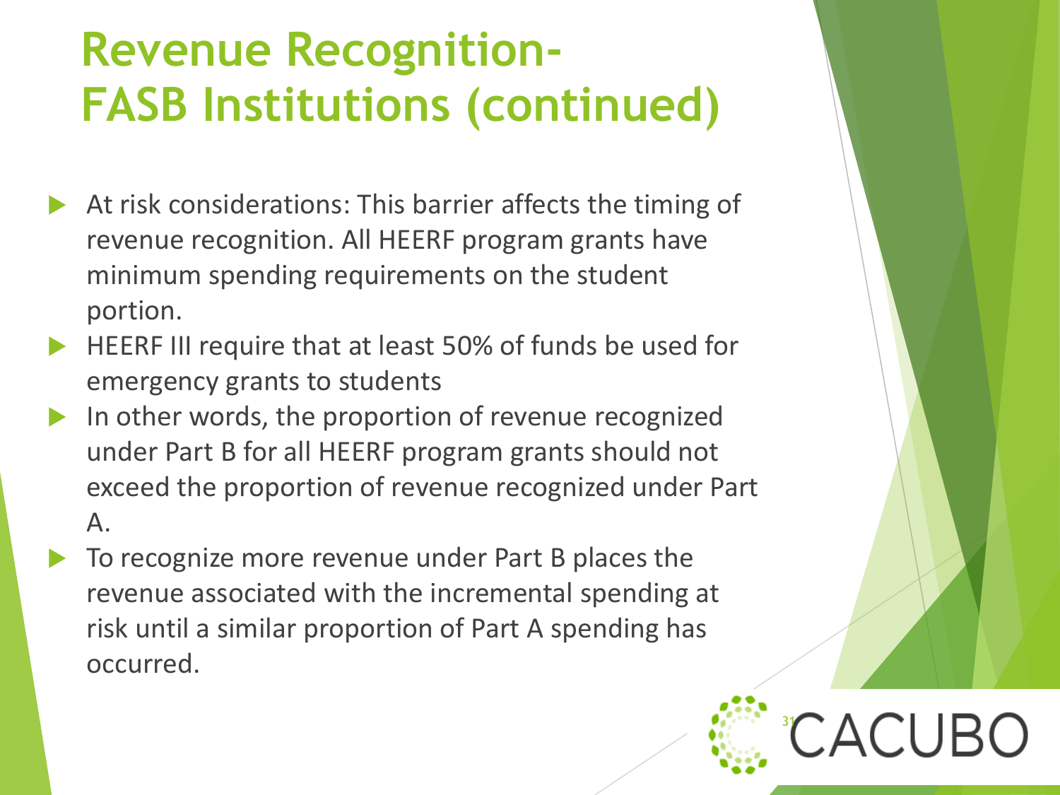# Revenue Recognition- FASB Institutions (continued)

- At risk considerations: This barrier affects the timing of revenue recognition. All HEERF program grants have minimum spending requirements on the student portion.
- HEERF III require that at least 50% of funds be used for emergency grants to students
- In other words, the proportion of revenue recognized under Part B for all HEERF program grants should not exceed the proportion of revenue recognized under Part A.
- To recognize more revenue under Part B places the revenue associated with the incremental spending at risk until a similar proportion of Part A spending has occurred.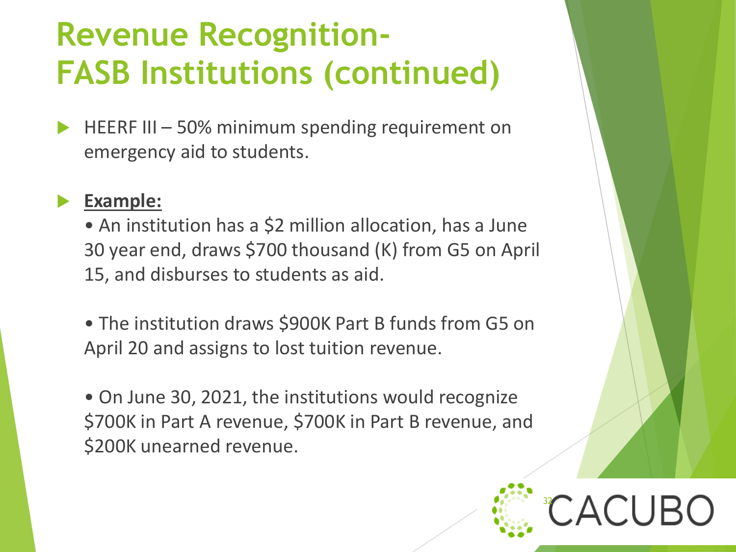# Revenue Recognition- FASB Institutions (continued)

- HEERF III – 50% minimum spending requirement on emergency aid to students.

- **Example:**

  • An institution has a $2 million allocation, has a June 30 year end, draws $700 thousand (K) from G5 on April 15, and disburses to students as aid.

  • The institution draws $900K Part B funds from G5 on April 20 and assigns to lost tuition revenue.

  • On June 30, 2021, the institutions would recognize $700K in Part A revenue, $700K in Part B revenue, and $200K unearned revenue.

CACUBO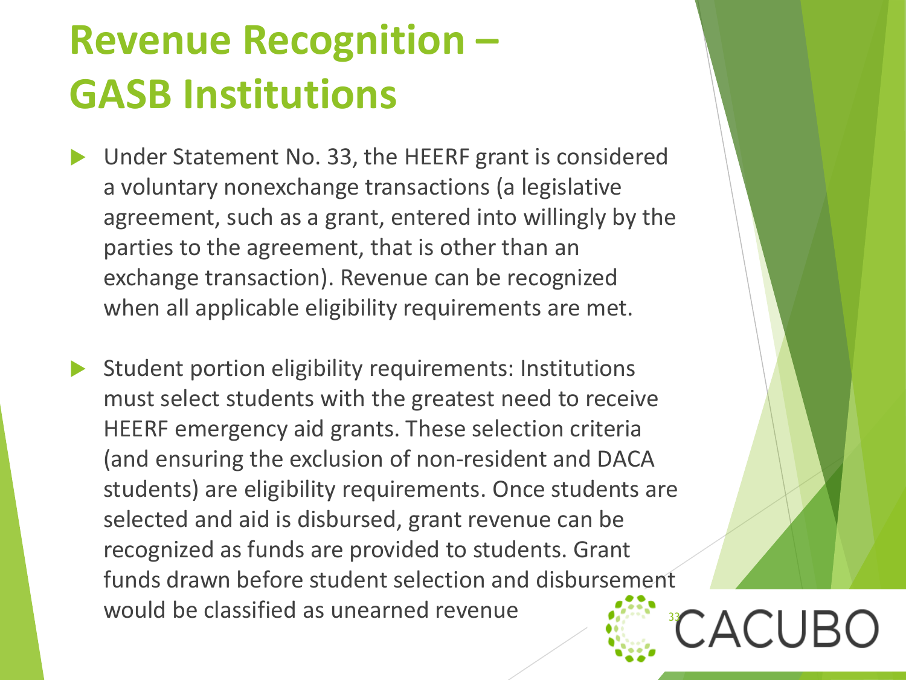# Revenue Recognition – GASB Institutions

- Under Statement No. 33, the HEERF grant is considered a voluntary nonexchange transactions (a legislative agreement, such as a grant, entered into willingly by the parties to the agreement, that is other than an exchange transaction). Revenue can be recognized when all applicable eligibility requirements are met.
- Student portion eligibility requirements: Institutions must select students with the greatest need to receive HEERF emergency aid grants. These selection criteria (and ensuring the exclusion of non-resident and DACA students) are eligibility requirements. Once students are selected and aid is disbursed, grant revenue can be recognized as funds are provided to students. Grant funds drawn before student selection and disbursement would be classified as unearned revenue

CACUBO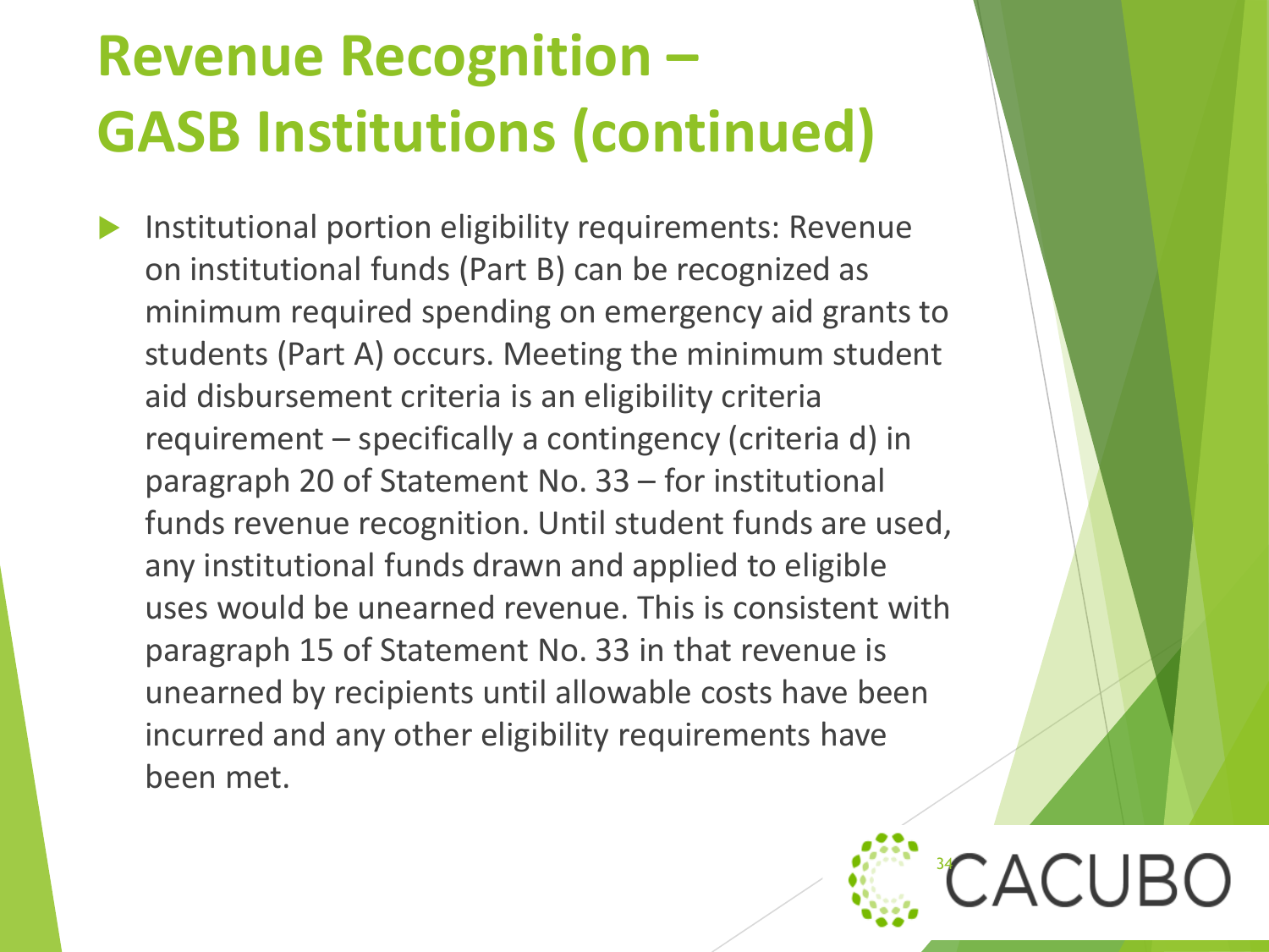# Revenue Recognition – GASB Institutions (continued)

- Institutional portion eligibility requirements: Revenue on institutional funds (Part B) can be recognized as minimum required spending on emergency aid grants to students (Part A) occurs. Meeting the minimum student aid disbursement criteria is an eligibility criteria requirement – specifically a contingency (criteria d) in paragraph 20 of Statement No. 33 – for institutional funds revenue recognition. Until student funds are used, any institutional funds drawn and applied to eligible uses would be unearned revenue. This is consistent with paragraph 15 of Statement No. 33 in that revenue is unearned by recipients until allowable costs have been incurred and any other eligibility requirements have been met.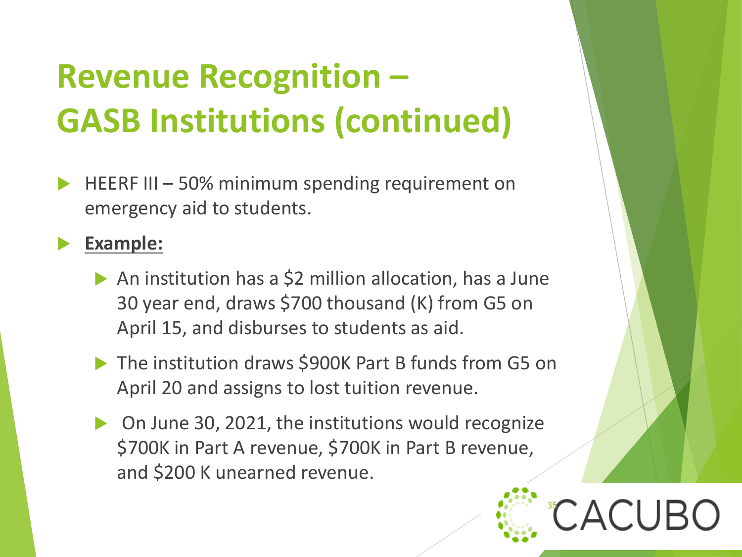# Revenue Recognition – GASB Institutions (continued)

- HEERF III – 50% minimum spending requirement on emergency aid to students.
- **Example:**
  - An institution has a $2 million allocation, has a June 30 year end, draws $700 thousand (K) from G5 on April 15, and disburses to students as aid.
  - The institution draws $900K Part B funds from G5 on April 20 and assigns to lost tuition revenue.
  - On June 30, 2021, the institutions would recognize $700K in Part A revenue, $700K in Part B revenue, and $200 K unearned revenue.

CACUBO